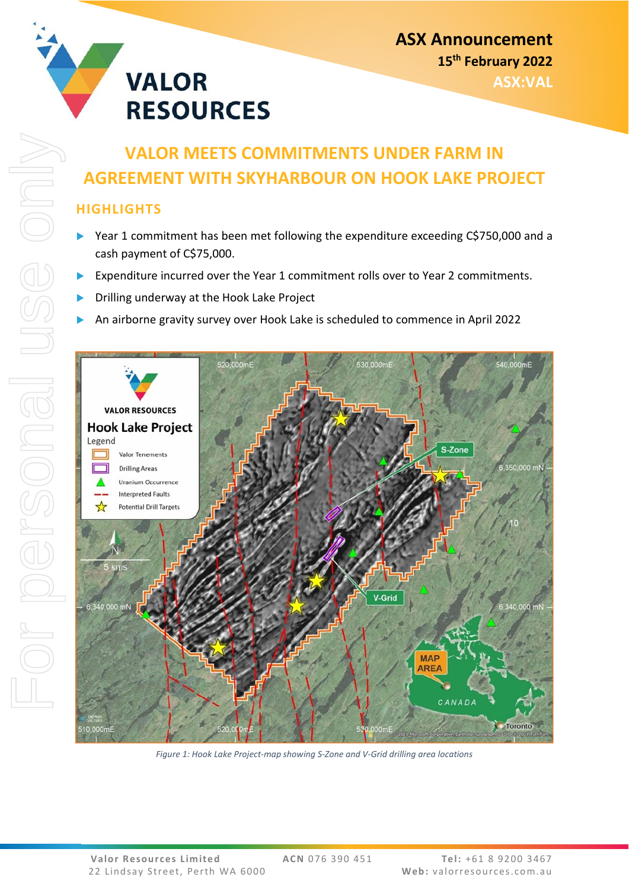# ASX Announcement

**15th February 2022**

**ASX:VAL**

# VALOR MEETS COMMITMENTS UNDER FARM IN AGREEMENT WITH SKYHARBOUR ON HOOK LAKE PROJECT

## HIGHLIGHTS

- Year 1 commitment has been met following the expenditure exceeding C$750,000 and a cash payment of C$75,000.
- Expenditure incurred over the Year 1 commitment rolls over to Year 2 commitments.
- Drilling underway at the Hook Lake Project
- An airborne gravity survey over Hook Lake is scheduled to commence in April 2022

*Figure 1: Hook Lake Project-map showing S-Zone and V-Grid drilling area locations*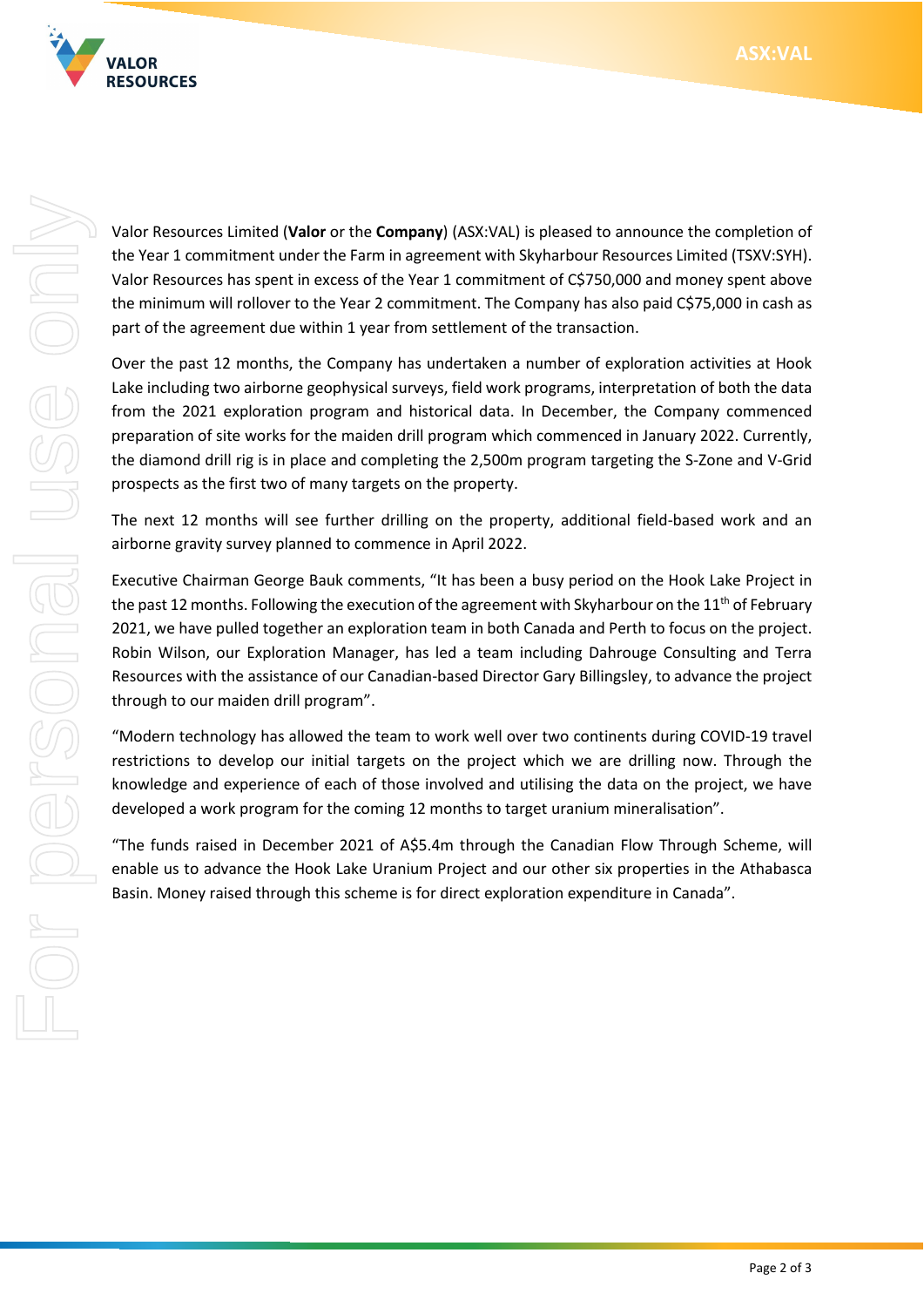Valor Resources Limited (**Valor** or the **Company**) (ASX:VAL) is pleased to announce the completion of the Year 1 commitment under the Farm in agreement with Skyharbour Resources Limited (TSXV:SYH). Valor Resources has spent in excess of the Year 1 commitment of C$750,000 and money spent above the minimum will rollover to the Year 2 commitment. The Company has also paid C$75,000 in cash as part of the agreement due within 1 year from settlement of the transaction.

Over the past 12 months, the Company has undertaken a number of exploration activities at Hook Lake including two airborne geophysical surveys, field work programs, interpretation of both the data from the 2021 exploration program and historical data. In December, the Company commenced preparation of site works for the maiden drill program which commenced in January 2022. Currently, the diamond drill rig is in place and completing the 2,500m program targeting the S-Zone and V-Grid prospects as the first two of many targets on the property.

The next 12 months will see further drilling on the property, additional field-based work and an airborne gravity survey planned to commence in April 2022.

Executive Chairman George Bauk comments, "It has been a busy period on the Hook Lake Project in the past 12 months. Following the execution of the agreement with Skyharbour on the 11th of February 2021, we have pulled together an exploration team in both Canada and Perth to focus on the project. Robin Wilson, our Exploration Manager, has led a team including Dahrouge Consulting and Terra Resources with the assistance of our Canadian-based Director Gary Billingsley, to advance the project through to our maiden drill program".

"Modern technology has allowed the team to work well over two continents during COVID-19 travel restrictions to develop our initial targets on the project which we are drilling now. Through the knowledge and experience of each of those involved and utilising the data on the project, we have developed a work program for the coming 12 months to target uranium mineralisation".

"The funds raised in December 2021 of A$5.4m through the Canadian Flow Through Scheme, will enable us to advance the Hook Lake Uranium Project and our other six properties in the Athabasca Basin. Money raised through this scheme is for direct exploration expenditure in Canada".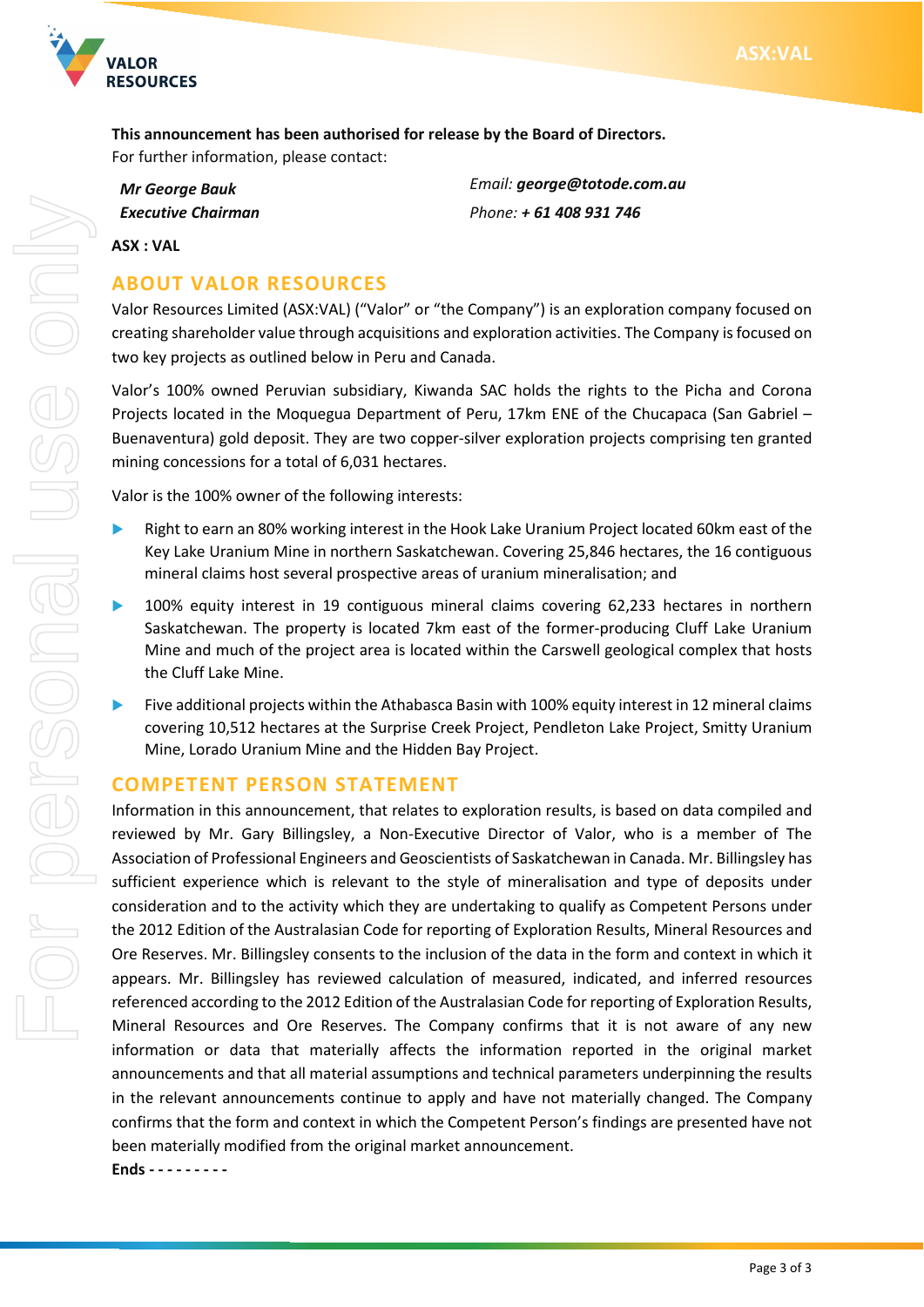**This announcement has been authorised for release by the Board of Directors.**
For further information, please contact:

| | |
|---|---|
| ***Mr George Bauk*** | *Email:* ***george@totode.com.au*** |
| ***Executive Chairman*** | *Phone:* ***+ 61 408 931 746*** |

**ASX : VAL**

## ABOUT VALOR RESOURCES

Valor Resources Limited (ASX:VAL) ("Valor" or "the Company") is an exploration company focused on creating shareholder value through acquisitions and exploration activities. The Company is focused on two key projects as outlined below in Peru and Canada.

Valor's 100% owned Peruvian subsidiary, Kiwanda SAC holds the rights to the Picha and Corona Projects located in the Moquegua Department of Peru, 17km ENE of the Chucapaca (San Gabriel – Buenaventura) gold deposit. They are two copper-silver exploration projects comprising ten granted mining concessions for a total of 6,031 hectares.

Valor is the 100% owner of the following interests:

- Right to earn an 80% working interest in the Hook Lake Uranium Project located 60km east of the Key Lake Uranium Mine in northern Saskatchewan. Covering 25,846 hectares, the 16 contiguous mineral claims host several prospective areas of uranium mineralisation; and
- 100% equity interest in 19 contiguous mineral claims covering 62,233 hectares in northern Saskatchewan. The property is located 7km east of the former-producing Cluff Lake Uranium Mine and much of the project area is located within the Carswell geological complex that hosts the Cluff Lake Mine.
- Five additional projects within the Athabasca Basin with 100% equity interest in 12 mineral claims covering 10,512 hectares at the Surprise Creek Project, Pendleton Lake Project, Smitty Uranium Mine, Lorado Uranium Mine and the Hidden Bay Project.

## COMPETENT PERSON STATEMENT

Information in this announcement, that relates to exploration results, is based on data compiled and reviewed by Mr. Gary Billingsley, a Non-Executive Director of Valor, who is a member of The Association of Professional Engineers and Geoscientists of Saskatchewan in Canada. Mr. Billingsley has sufficient experience which is relevant to the style of mineralisation and type of deposits under consideration and to the activity which they are undertaking to qualify as Competent Persons under the 2012 Edition of the Australasian Code for reporting of Exploration Results, Mineral Resources and Ore Reserves. Mr. Billingsley consents to the inclusion of the data in the form and context in which it appears. Mr. Billingsley has reviewed calculation of measured, indicated, and inferred resources referenced according to the 2012 Edition of the Australasian Code for reporting of Exploration Results, Mineral Resources and Ore Reserves. The Company confirms that it is not aware of any new information or data that materially affects the information reported in the original market announcements and that all material assumptions and technical parameters underpinning the results in the relevant announcements continue to apply and have not materially changed. The Company confirms that the form and context in which the Competent Person's findings are presented have not been materially modified from the original market announcement.

**Ends - - - - - - - - -**